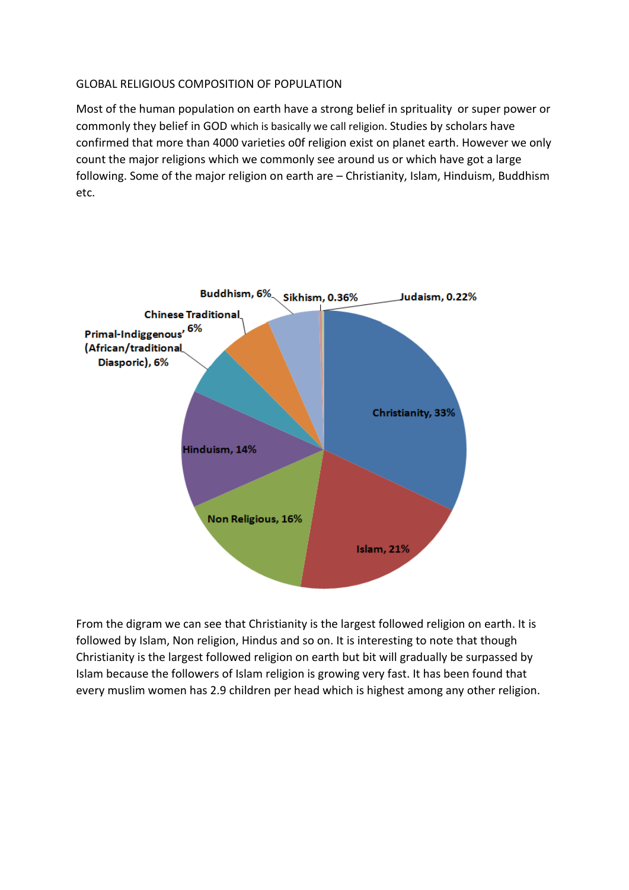GLOBAL RELIGIOUS COMPOSITION OF POPULATION

Most of the human population on earth have a strong belief in sprituality or super power or commonly they belief in GOD which is basically we call religion. Studies by scholars have confirmed that more than 4000 varieties o0f religion exist on planet earth. However we only count the major religions which we commonly see around us or which have got a large following. Some of the major religion on earth are – Christianity, Islam, Hinduism, Buddhism etc.

From the digram we can see that Christianity is the largest followed religion on earth. It is followed by Islam, Non religion, Hindus and so on. It is interesting to note that though Christianity is the largest followed religion on earth but bit will gradually be surpassed by Islam because the followers of Islam religion is growing very fast. It has been found that every muslim women has 2.9 children per head which is highest among any other religion.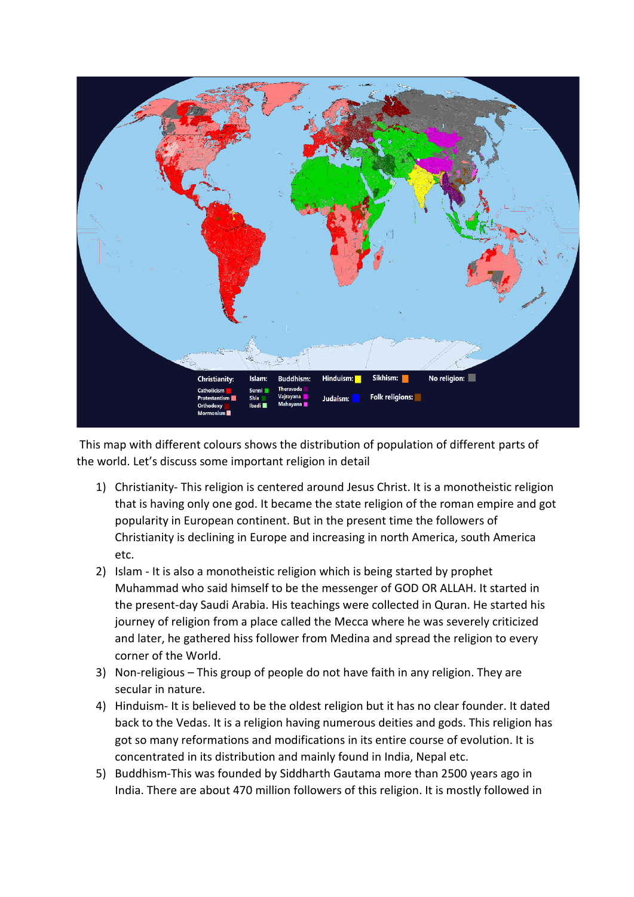This map with different colours shows the distribution of population of different parts of the world. Let's discuss some important religion in detail

1) Christianity- This religion is centered around Jesus Christ. It is a monotheistic religion that is having only one god. It became the state religion of the roman empire and got popularity in European continent. But in the present time the followers of Christianity is declining in Europe and increasing in north America, south America etc.
2) Islam - It is also a monotheistic religion which is being started by prophet Muhammad who said himself to be the messenger of GOD OR ALLAH. It started in the present-day Saudi Arabia. His teachings were collected in Quran. He started his journey of religion from a place called the Mecca where he was severely criticized and later, he gathered hiss follower from Medina and spread the religion to every corner of the World.
3) Non-religious – This group of people do not have faith in any religion. They are secular in nature.
4) Hinduism- It is believed to be the oldest religion but it has no clear founder. It dated back to the Vedas. It is a religion having numerous deities and gods. This religion has got so many reformations and modifications in its entire course of evolution. It is concentrated in its distribution and mainly found in India, Nepal etc.
5) Buddhism-This was founded by Siddharth Gautama more than 2500 years ago in India. There are about 470 million followers of this religion. It is mostly followed in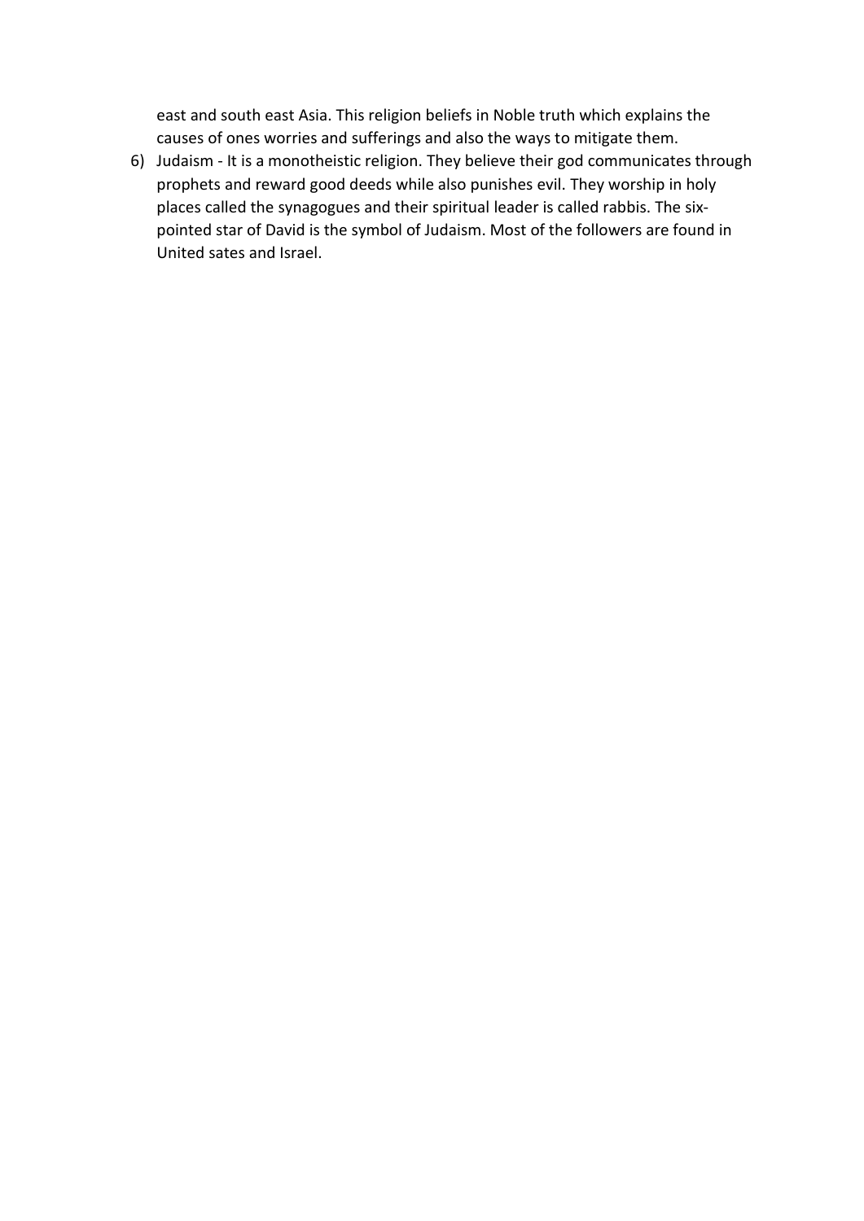east and south east Asia. This religion beliefs in Noble truth which explains the causes of ones worries and sufferings and also the ways to mitigate them.

6) Judaism - It is a monotheistic religion. They believe their god communicates through prophets and reward good deeds while also punishes evil. They worship in holy places called the synagogues and their spiritual leader is called rabbis. The six-pointed star of David is the symbol of Judaism. Most of the followers are found in United sates and Israel.